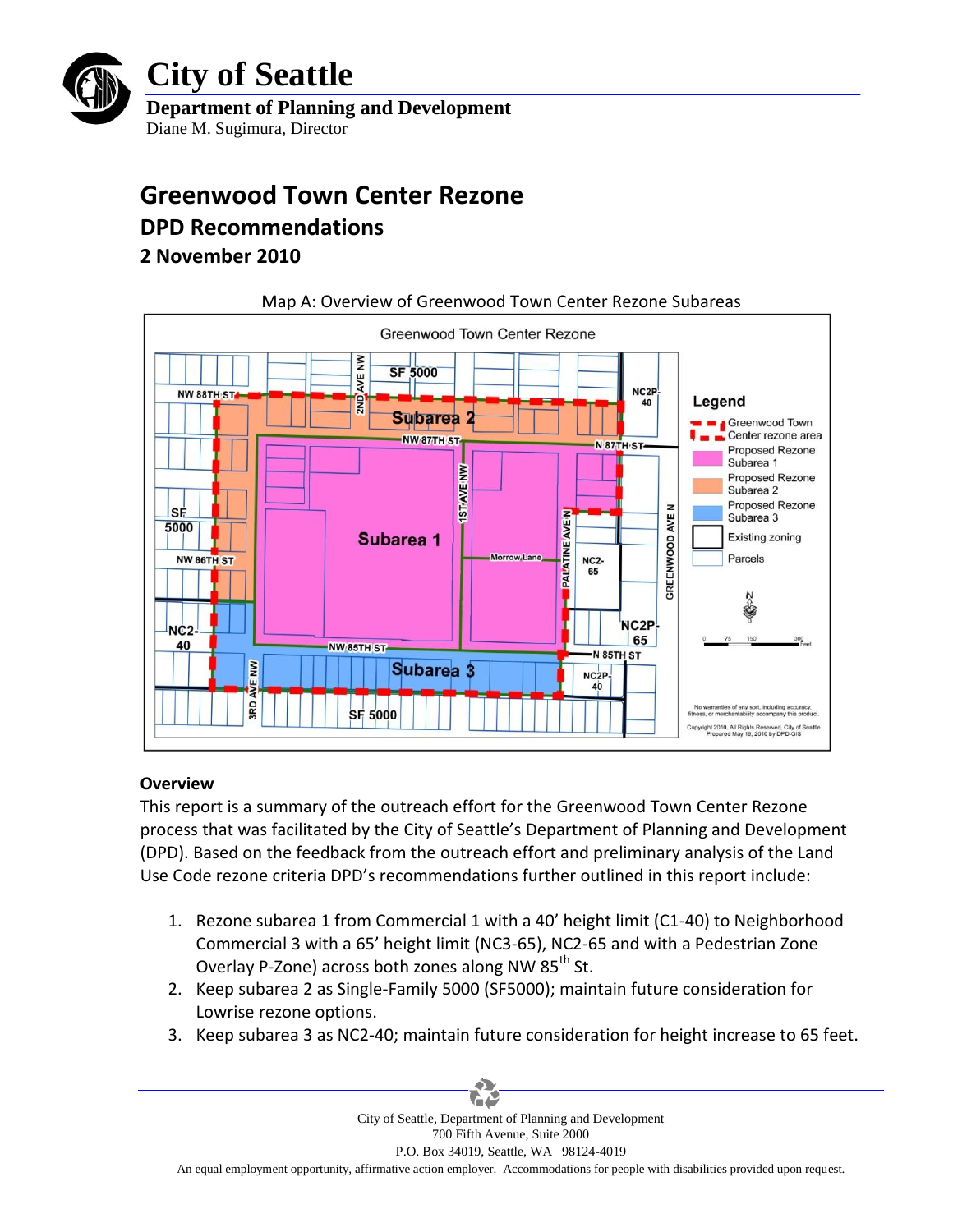# City of Seattle

**Department of Planning and Development**
Diane M. Sugimura, Director

## Greenwood Town Center Rezone

### DPD Recommendations

### 2 November 2010

Map A: Overview of Greenwood Town Center Rezone Subareas

### Overview

This report is a summary of the outreach effort for the Greenwood Town Center Rezone process that was facilitated by the City of Seattle's Department of Planning and Development (DPD). Based on the feedback from the outreach effort and preliminary analysis of the Land Use Code rezone criteria DPD's recommendations further outlined in this report include:

1. Rezone subarea 1 from Commercial 1 with a 40' height limit (C1-40) to Neighborhood Commercial 3 with a 65' height limit (NC3-65), NC2-65 and with a Pedestrian Zone Overlay P-Zone) across both zones along NW 85th St.
2. Keep subarea 2 as Single-Family 5000 (SF5000); maintain future consideration for Lowrise rezone options.
3. Keep subarea 3 as NC2-40; maintain future consideration for height increase to 65 feet.

City of Seattle, Department of Planning and Development
700 Fifth Avenue, Suite 2000
P.O. Box 34019, Seattle, WA 98124-4019
An equal employment opportunity, affirmative action employer. Accommodations for people with disabilities provided upon request.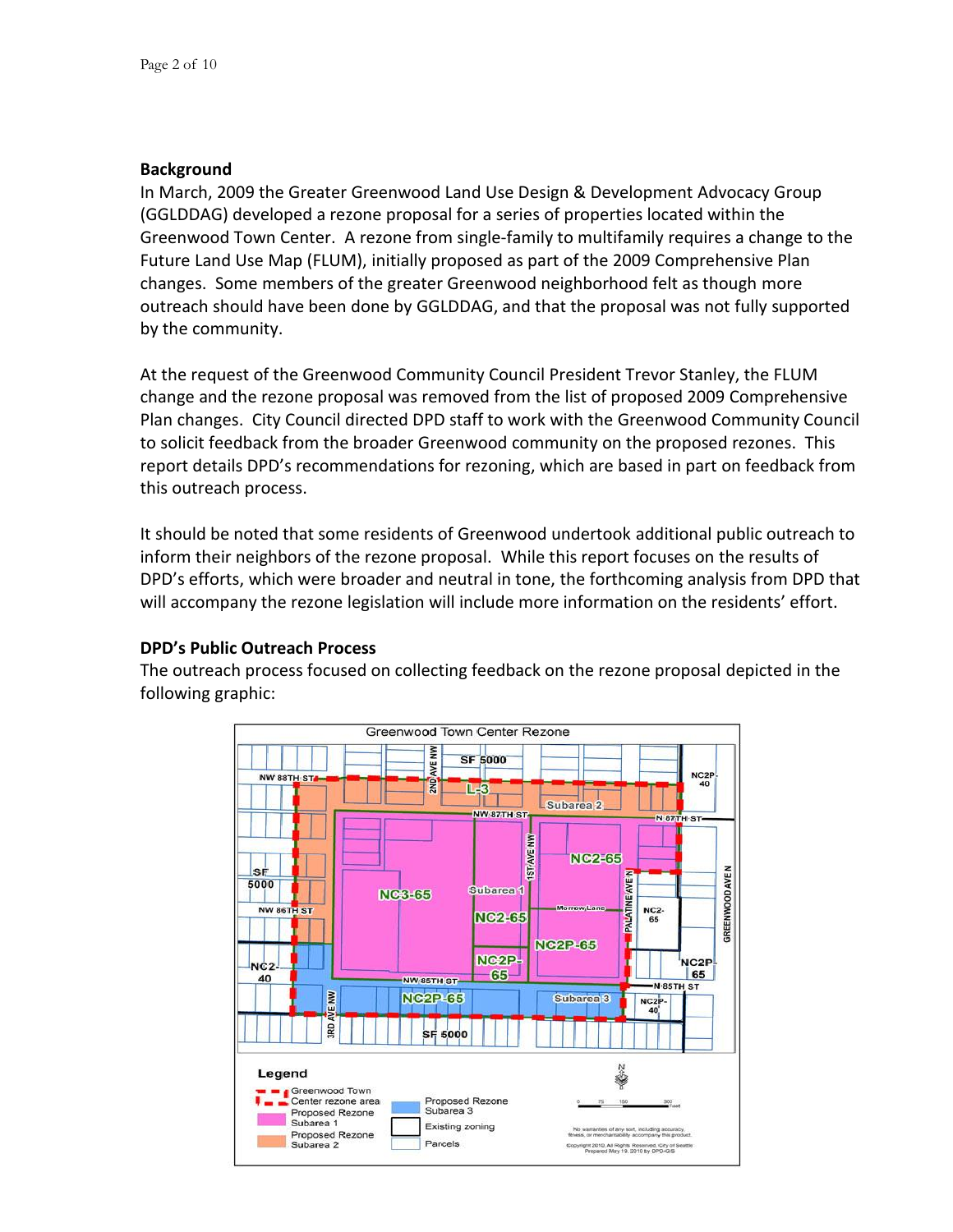**Background**

In March, 2009 the Greater Greenwood Land Use Design & Development Advocacy Group (GGLDDAG) developed a rezone proposal for a series of properties located within the Greenwood Town Center. A rezone from single-family to multifamily requires a change to the Future Land Use Map (FLUM), initially proposed as part of the 2009 Comprehensive Plan changes. Some members of the greater Greenwood neighborhood felt as though more outreach should have been done by GGLDDAG, and that the proposal was not fully supported by the community.

At the request of the Greenwood Community Council President Trevor Stanley, the FLUM change and the rezone proposal was removed from the list of proposed 2009 Comprehensive Plan changes. City Council directed DPD staff to work with the Greenwood Community Council to solicit feedback from the broader Greenwood community on the proposed rezones. This report details DPD's recommendations for rezoning, which are based in part on feedback from this outreach process.

It should be noted that some residents of Greenwood undertook additional public outreach to inform their neighbors of the rezone proposal. While this report focuses on the results of DPD's efforts, which were broader and neutral in tone, the forthcoming analysis from DPD that will accompany the rezone legislation will include more information on the residents' effort.

**DPD's Public Outreach Process**

The outreach process focused on collecting feedback on the rezone proposal depicted in the following graphic: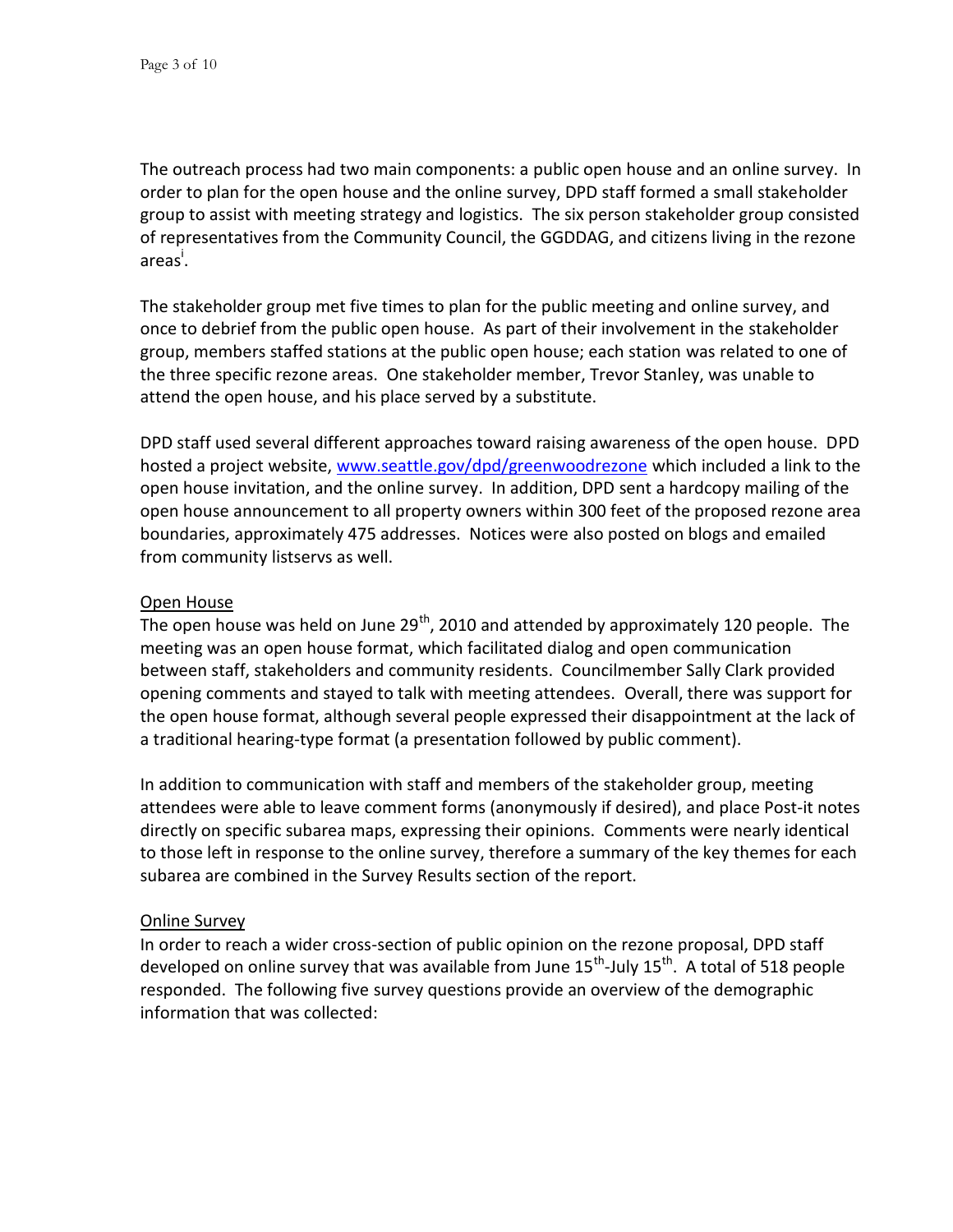The outreach process had two main components: a public open house and an online survey. In order to plan for the open house and the online survey, DPD staff formed a small stakeholder group to assist with meeting strategy and logistics. The six person stakeholder group consisted of representatives from the Community Council, the GGDDAG, and citizens living in the rezone areas[i].

The stakeholder group met five times to plan for the public meeting and online survey, and once to debrief from the public open house. As part of their involvement in the stakeholder group, members staffed stations at the public open house; each station was related to one of the three specific rezone areas. One stakeholder member, Trevor Stanley, was unable to attend the open house, and his place served by a substitute.

DPD staff used several different approaches toward raising awareness of the open house. DPD hosted a project website, [www.seattle.gov/dpd/greenwoodrezone](www.seattle.gov/dpd/greenwoodrezone) which included a link to the open house invitation, and the online survey. In addition, DPD sent a hardcopy mailing of the open house announcement to all property owners within 300 feet of the proposed rezone area boundaries, approximately 475 addresses. Notices were also posted on blogs and emailed from community listservs as well.

## Open House

The open house was held on June 29th, 2010 and attended by approximately 120 people. The meeting was an open house format, which facilitated dialog and open communication between staff, stakeholders and community residents. Councilmember Sally Clark provided opening comments and stayed to talk with meeting attendees. Overall, there was support for the open house format, although several people expressed their disappointment at the lack of a traditional hearing-type format (a presentation followed by public comment).

In addition to communication with staff and members of the stakeholder group, meeting attendees were able to leave comment forms (anonymously if desired), and place Post-it notes directly on specific subarea maps, expressing their opinions. Comments were nearly identical to those left in response to the online survey, therefore a summary of the key themes for each subarea are combined in the Survey Results section of the report.

## Online Survey

In order to reach a wider cross-section of public opinion on the rezone proposal, DPD staff developed on online survey that was available from June 15th-July 15th. A total of 518 people responded. The following five survey questions provide an overview of the demographic information that was collected: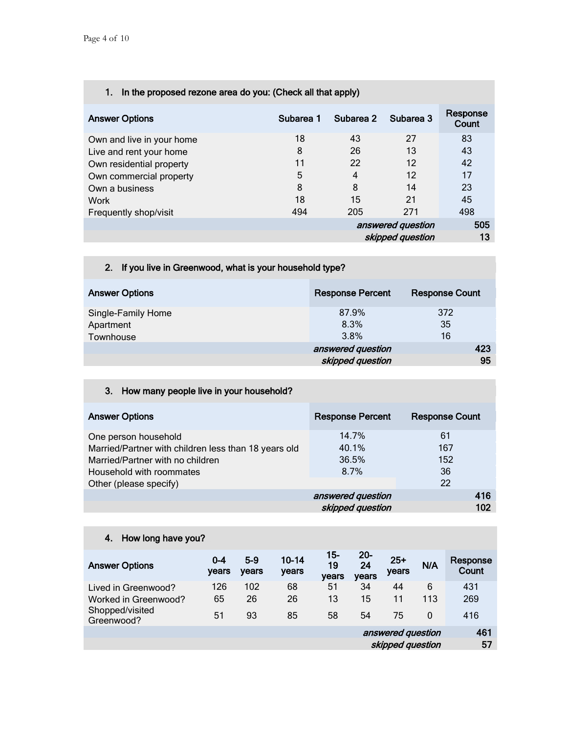| 1. In the proposed rezone area do you: (Check all that apply) | | | | |
|---|---|---|---|---|
| **Answer Options** | **Subarea 1** | **Subarea 2** | **Subarea 3** | **Response Count** |
| Own and live in your home | 18 | 43 | 27 | 83 |
| Live and rent your home | 8 | 26 | 13 | 43 |
| Own residential property | 11 | 22 | 12 | 42 |
| Own commercial property | 5 | 4 | 12 | 17 |
| Own a business | 8 | 8 | 14 | 23 |
| Work | 18 | 15 | 21 | 45 |
| Frequently shop/visit | 494 | 205 | 271 | 498 |
| | | | *answered question* | 505 |
| | | | *skipped question* | 13 |

| 2. If you live in Greenwood, what is your household type? | | |
|---|---|---|
| **Answer Options** | **Response Percent** | **Response Count** |
| Single-Family Home | 87.9% | 372 |
| Apartment | 8.3% | 35 |
| Townhouse | 3.8% | 16 |
| | *answered question* | 423 |
| | *skipped question* | 95 |

| 3. How many people live in your household? | | |
|---|---|---|
| **Answer Options** | **Response Percent** | **Response Count** |
| One person household | 14.7% | 61 |
| Married/Partner with children less than 18 years old | 40.1% | 167 |
| Married/Partner with no children | 36.5% | 152 |
| Household with roommates | 8.7% | 36 |
| Other (please specify) | | 22 |
| | *answered question* | 416 |
| | *skipped question* | 102 |

| 4. How long have you? | | | | | | | | |
|---|---|---|---|---|---|---|---|---|
| **Answer Options** | **0-4 years** | **5-9 years** | **10-14 years** | **15-19 years** | **20-24 years** | **25+ years** | **N/A** | **Response Count** |
| Lived in Greenwood? | 126 | 102 | 68 | 51 | 34 | 44 | 6 | 431 |
| Worked in Greenwood? | 65 | 26 | 26 | 13 | 15 | 11 | 113 | 269 |
| Shopped/visited Greenwood? | 51 | 93 | 85 | 58 | 54 | 75 | 0 | 416 |
| | | | | | | | *answered question* | 461 |
| | | | | | | | *skipped question* | 57 |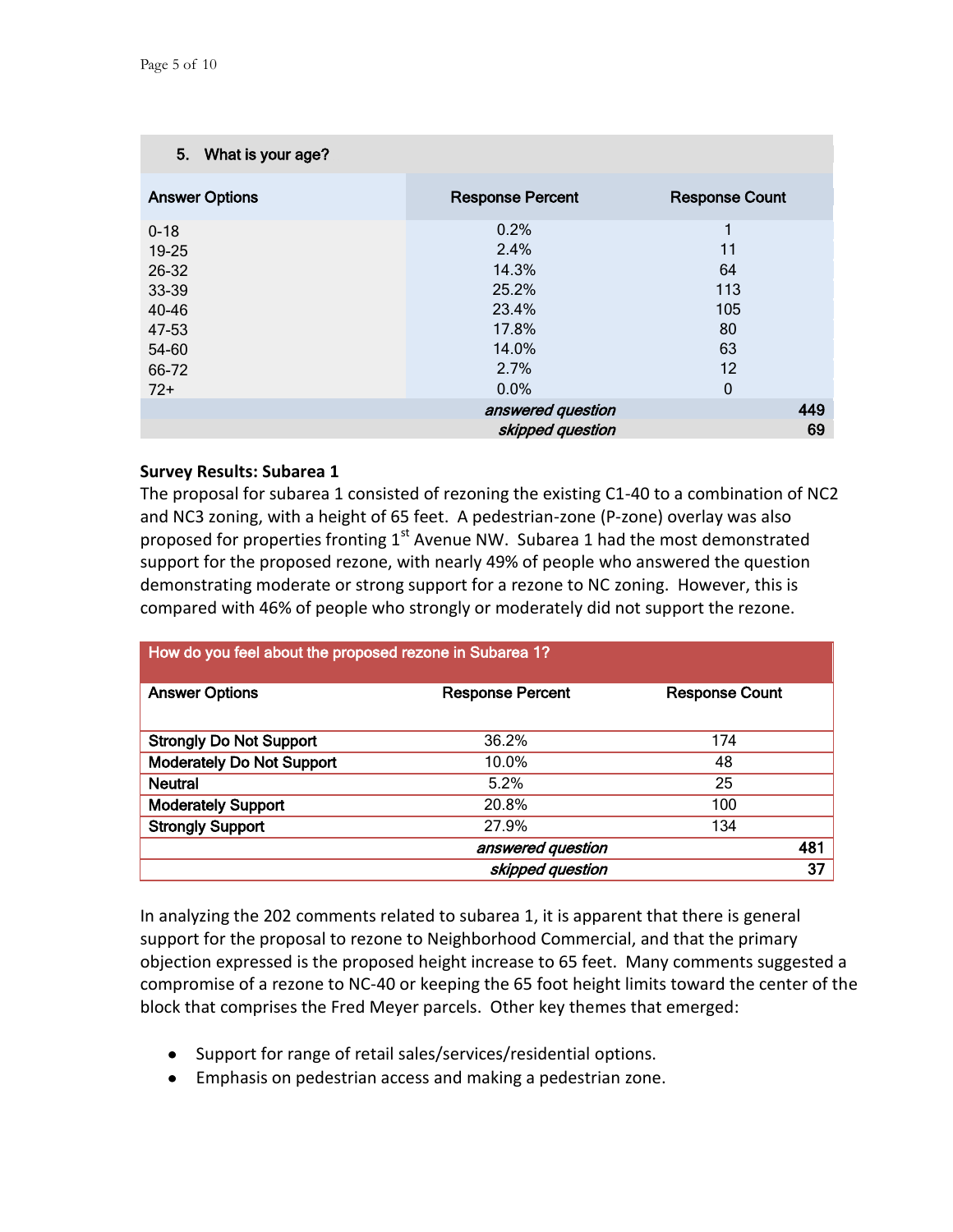| 5. What is your age? | | |
|---|---|---|
| **Answer Options** | **Response Percent** | **Response Count** |
| 0-18 | 0.2% | 1 |
| 19-25 | 2.4% | 11 |
| 26-32 | 14.3% | 64 |
| 33-39 | 25.2% | 113 |
| 40-46 | 23.4% | 105 |
| 47-53 | 17.8% | 80 |
| 54-60 | 14.0% | 63 |
| 66-72 | 2.7% | 12 |
| 72+ | 0.0% | 0 |
| | *answered question* | 449 |
| | *skipped question* | 69 |

**Survey Results: Subarea 1**

The proposal for subarea 1 consisted of rezoning the existing C1-40 to a combination of NC2 and NC3 zoning, with a height of 65 feet. A pedestrian-zone (P-zone) overlay was also proposed for properties fronting 1st Avenue NW. Subarea 1 had the most demonstrated support for the proposed rezone, with nearly 49% of people who answered the question demonstrating moderate or strong support for a rezone to NC zoning. However, this is compared with 46% of people who strongly or moderately did not support the rezone.

| How do you feel about the proposed rezone in Subarea 1? | | |
|---|---|---|
| **Answer Options** | **Response Percent** | **Response Count** |
| **Strongly Do Not Support** | 36.2% | 174 |
| **Moderately Do Not Support** | 10.0% | 48 |
| **Neutral** | 5.2% | 25 |
| **Moderately Support** | 20.8% | 100 |
| **Strongly Support** | 27.9% | 134 |
| | *answered question* | 481 |
| | *skipped question* | 37 |

In analyzing the 202 comments related to subarea 1, it is apparent that there is general support for the proposal to rezone to Neighborhood Commercial, and that the primary objection expressed is the proposed height increase to 65 feet. Many comments suggested a compromise of a rezone to NC-40 or keeping the 65 foot height limits toward the center of the block that comprises the Fred Meyer parcels. Other key themes that emerged:

- Support for range of retail sales/services/residential options.
- Emphasis on pedestrian access and making a pedestrian zone.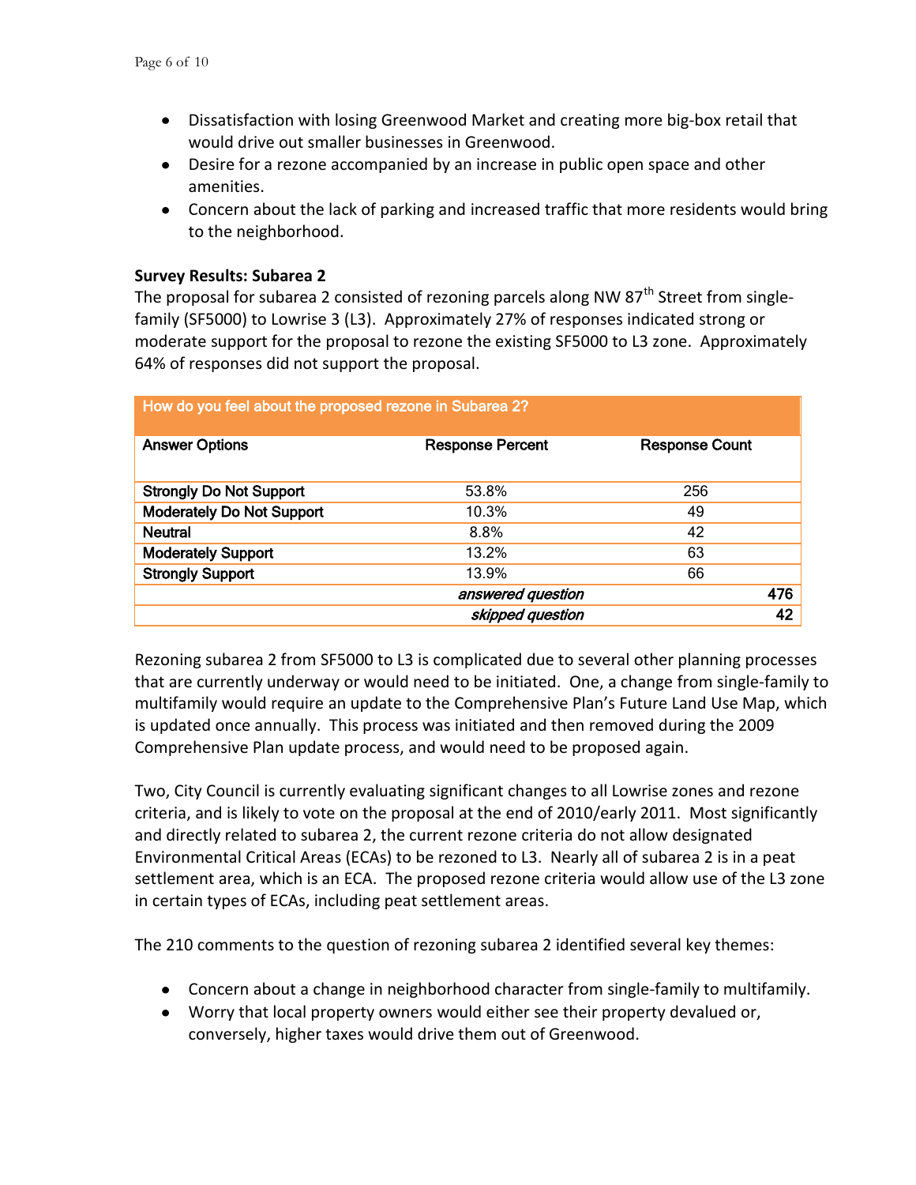- Dissatisfaction with losing Greenwood Market and creating more big-box retail that would drive out smaller businesses in Greenwood.
- Desire for a rezone accompanied by an increase in public open space and other amenities.
- Concern about the lack of parking and increased traffic that more residents would bring to the neighborhood.

**Survey Results: Subarea 2**

The proposal for subarea 2 consisted of rezoning parcels along NW 87th Street from single-family (SF5000) to Lowrise 3 (L3). Approximately 27% of responses indicated strong or moderate support for the proposal to rezone the existing SF5000 to L3 zone. Approximately 64% of responses did not support the proposal.

| How do you feel about the proposed rezone in Subarea 2? | | |
|---|---|---|
| **Answer Options** | **Response Percent** | **Response Count** |
| **Strongly Do Not Support** | 53.8% | 256 |
| **Moderately Do Not Support** | 10.3% | 49 |
| **Neutral** | 8.8% | 42 |
| **Moderately Support** | 13.2% | 63 |
| **Strongly Support** | 13.9% | 66 |
| | *answered question* | **476** |
| | *skipped question* | **42** |

Rezoning subarea 2 from SF5000 to L3 is complicated due to several other planning processes that are currently underway or would need to be initiated. One, a change from single-family to multifamily would require an update to the Comprehensive Plan's Future Land Use Map, which is updated once annually. This process was initiated and then removed during the 2009 Comprehensive Plan update process, and would need to be proposed again.

Two, City Council is currently evaluating significant changes to all Lowrise zones and rezone criteria, and is likely to vote on the proposal at the end of 2010/early 2011. Most significantly and directly related to subarea 2, the current rezone criteria do not allow designated Environmental Critical Areas (ECAs) to be rezoned to L3. Nearly all of subarea 2 is in a peat settlement area, which is an ECA. The proposed rezone criteria would allow use of the L3 zone in certain types of ECAs, including peat settlement areas.

The 210 comments to the question of rezoning subarea 2 identified several key themes:

- Concern about a change in neighborhood character from single-family to multifamily.
- Worry that local property owners would either see their property devalued or, conversely, higher taxes would drive them out of Greenwood.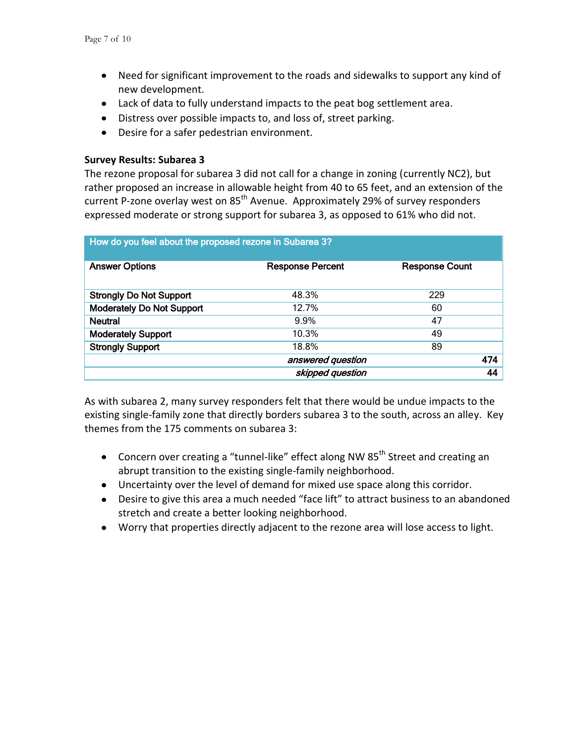- Need for significant improvement to the roads and sidewalks to support any kind of new development.
- Lack of data to fully understand impacts to the peat bog settlement area.
- Distress over possible impacts to, and loss of, street parking.
- Desire for a safer pedestrian environment.

**Survey Results: Subarea 3**

The rezone proposal for subarea 3 did not call for a change in zoning (currently NC2), but rather proposed an increase in allowable height from 40 to 65 feet, and an extension of the current P-zone overlay west on 85th Avenue. Approximately 29% of survey responders expressed moderate or strong support for subarea 3, as opposed to 61% who did not.

| How do you feel about the proposed rezone in Subarea 3? | | |
|---|---|---|
| **Answer Options** | **Response Percent** | **Response Count** |
| **Strongly Do Not Support** | 48.3% | 229 |
| **Moderately Do Not Support** | 12.7% | 60 |
| **Neutral** | 9.9% | 47 |
| **Moderately Support** | 10.3% | 49 |
| **Strongly Support** | 18.8% | 89 |
| | ***answered question*** | **474** |
| | ***skipped question*** | **44** |

As with subarea 2, many survey responders felt that there would be undue impacts to the existing single-family zone that directly borders subarea 3 to the south, across an alley. Key themes from the 175 comments on subarea 3:

- Concern over creating a "tunnel-like" effect along NW 85th Street and creating an abrupt transition to the existing single-family neighborhood.
- Uncertainty over the level of demand for mixed use space along this corridor.
- Desire to give this area a much needed "face lift" to attract business to an abandoned stretch and create a better looking neighborhood.
- Worry that properties directly adjacent to the rezone area will lose access to light.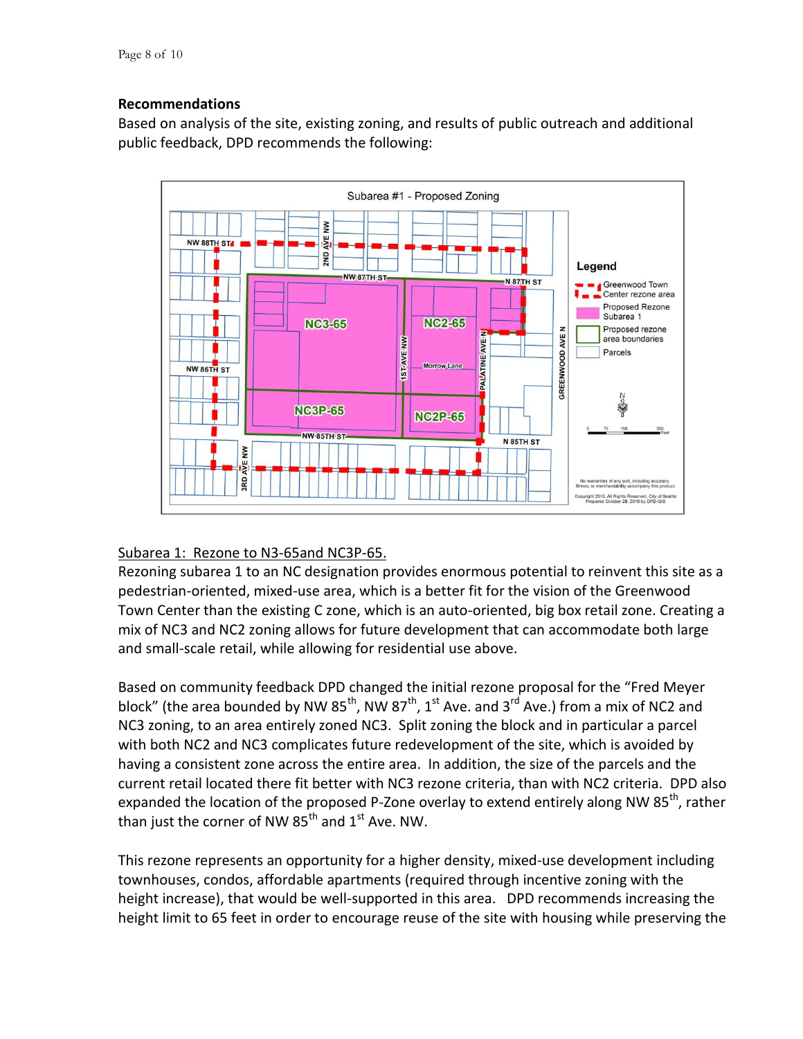**Recommendations**

Based on analysis of the site, existing zoning, and results of public outreach and additional public feedback, DPD recommends the following:

Subarea 1: Rezone to N3-65and NC3P-65.

Rezoning subarea 1 to an NC designation provides enormous potential to reinvent this site as a pedestrian-oriented, mixed-use area, which is a better fit for the vision of the Greenwood Town Center than the existing C zone, which is an auto-oriented, big box retail zone. Creating a mix of NC3 and NC2 zoning allows for future development that can accommodate both large and small-scale retail, while allowing for residential use above.

Based on community feedback DPD changed the initial rezone proposal for the "Fred Meyer block" (the area bounded by NW 85th, NW 87th, 1st Ave. and 3rd Ave.) from a mix of NC2 and NC3 zoning, to an area entirely zoned NC3. Split zoning the block and in particular a parcel with both NC2 and NC3 complicates future redevelopment of the site, which is avoided by having a consistent zone across the entire area. In addition, the size of the parcels and the current retail located there fit better with NC3 rezone criteria, than with NC2 criteria. DPD also expanded the location of the proposed P-Zone overlay to extend entirely along NW 85th, rather than just the corner of NW 85th and 1st Ave. NW.

This rezone represents an opportunity for a higher density, mixed-use development including townhouses, condos, affordable apartments (required through incentive zoning with the height increase), that would be well-supported in this area. DPD recommends increasing the height limit to 65 feet in order to encourage reuse of the site with housing while preserving the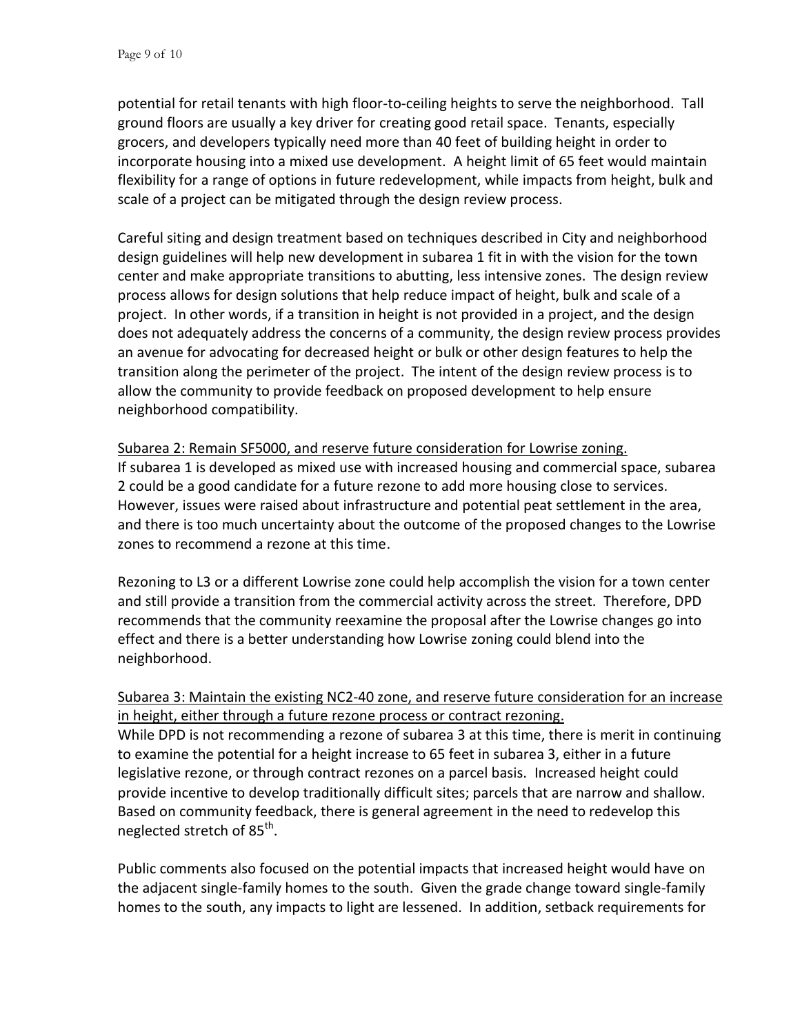potential for retail tenants with high floor-to-ceiling heights to serve the neighborhood. Tall ground floors are usually a key driver for creating good retail space. Tenants, especially grocers, and developers typically need more than 40 feet of building height in order to incorporate housing into a mixed use development. A height limit of 65 feet would maintain flexibility for a range of options in future redevelopment, while impacts from height, bulk and scale of a project can be mitigated through the design review process.

Careful siting and design treatment based on techniques described in City and neighborhood design guidelines will help new development in subarea 1 fit in with the vision for the town center and make appropriate transitions to abutting, less intensive zones. The design review process allows for design solutions that help reduce impact of height, bulk and scale of a project. In other words, if a transition in height is not provided in a project, and the design does not adequately address the concerns of a community, the design review process provides an avenue for advocating for decreased height or bulk or other design features to help the transition along the perimeter of the project. The intent of the design review process is to allow the community to provide feedback on proposed development to help ensure neighborhood compatibility.

<u>Subarea 2: Remain SF5000, and reserve future consideration for Lowrise zoning.</u>

If subarea 1 is developed as mixed use with increased housing and commercial space, subarea 2 could be a good candidate for a future rezone to add more housing close to services. However, issues were raised about infrastructure and potential peat settlement in the area, and there is too much uncertainty about the outcome of the proposed changes to the Lowrise zones to recommend a rezone at this time.

Rezoning to L3 or a different Lowrise zone could help accomplish the vision for a town center and still provide a transition from the commercial activity across the street. Therefore, DPD recommends that the community reexamine the proposal after the Lowrise changes go into effect and there is a better understanding how Lowrise zoning could blend into the neighborhood.

<u>Subarea 3: Maintain the existing NC2-40 zone, and reserve future consideration for an increase in height, either through a future rezone process or contract rezoning.</u>

While DPD is not recommending a rezone of subarea 3 at this time, there is merit in continuing to examine the potential for a height increase to 65 feet in subarea 3, either in a future legislative rezone, or through contract rezones on a parcel basis. Increased height could provide incentive to develop traditionally difficult sites; parcels that are narrow and shallow. Based on community feedback, there is general agreement in the need to redevelop this neglected stretch of 85th.

Public comments also focused on the potential impacts that increased height would have on the adjacent single-family homes to the south. Given the grade change toward single-family homes to the south, any impacts to light are lessened. In addition, setback requirements for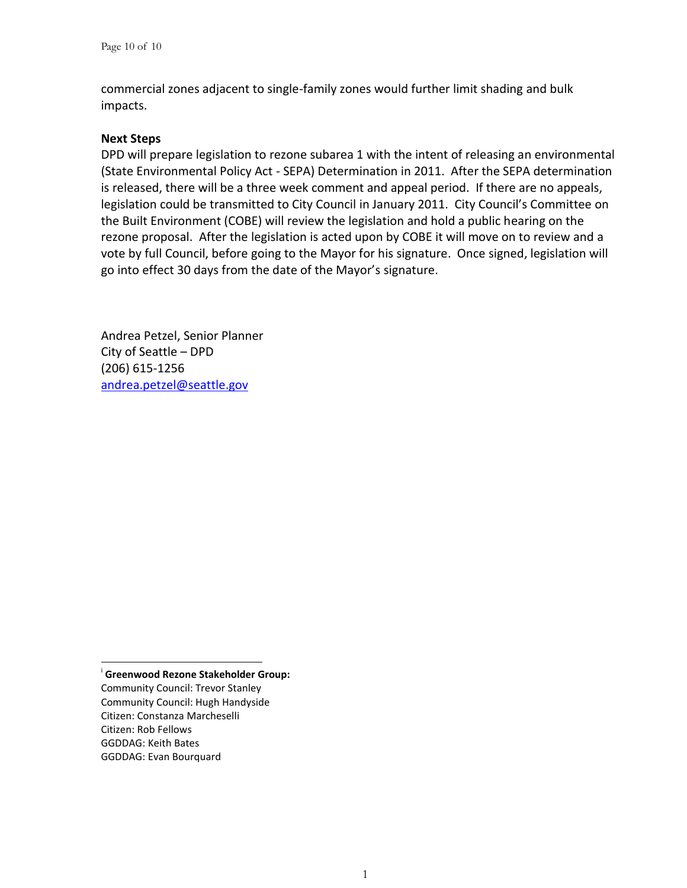commercial zones adjacent to single-family zones would further limit shading and bulk impacts.

**Next Steps**

DPD will prepare legislation to rezone subarea 1 with the intent of releasing an environmental (State Environmental Policy Act - SEPA) Determination in 2011. After the SEPA determination is released, there will be a three week comment and appeal period. If there are no appeals, legislation could be transmitted to City Council in January 2011. City Council's Committee on the Built Environment (COBE) will review the legislation and hold a public hearing on the rezone proposal. After the legislation is acted upon by COBE it will move on to review and a vote by full Council, before going to the Mayor for his signature. Once signed, legislation will go into effect 30 days from the date of the Mayor's signature.

Andrea Petzel, Senior Planner
City of Seattle – DPD
(206) 615-1256
andrea.petzel@seattle.gov

---

[i] **Greenwood Rezone Stakeholder Group:**
Community Council: Trevor Stanley
Community Council: Hugh Handyside
Citizen: Constanza Marcheselli
Citizen: Rob Fellows
GGDDAG: Keith Bates
GGDDAG: Evan Bourquard